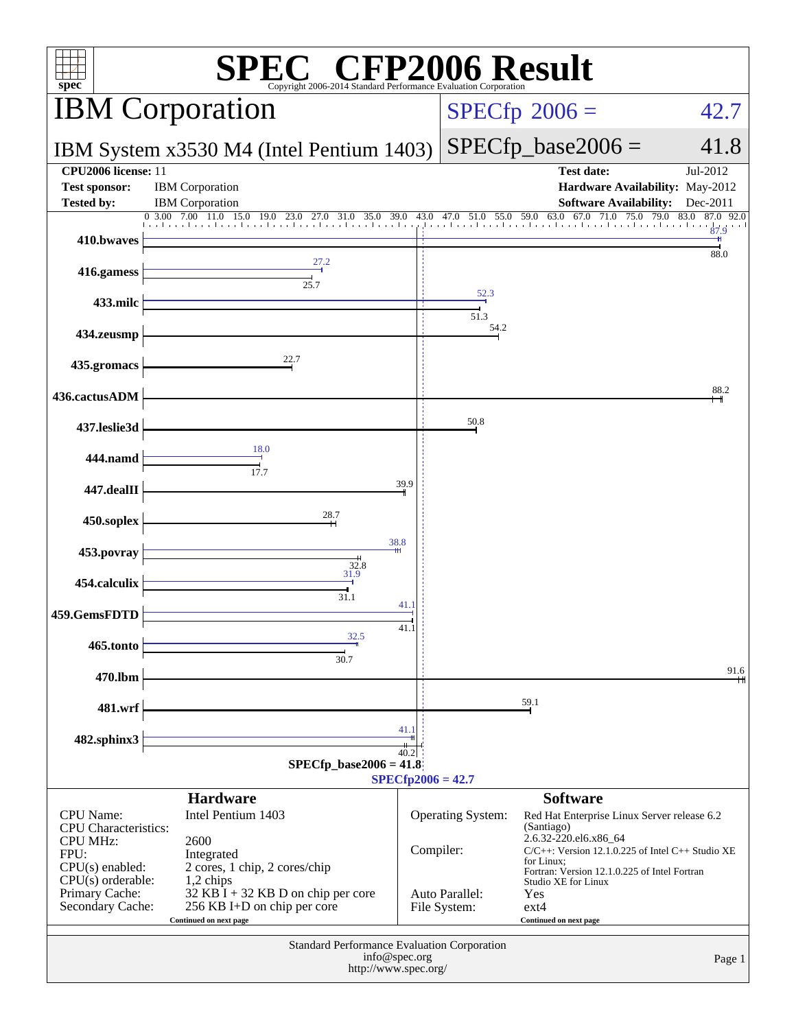# SPEC CFP2006 Result

Copyright 2006-2014 Standard Performance Evaluation Corporation

## IBM Corporation

**IBM System x3530 M4 (Intel Pentium 1403)**

SPECfp 2006 = 42.7

SPECfp_base2006 = 41.8

| | | | |
|---|---|---|---|
| **CPU2006 license:** | 11 | **Test date:** | Jul-2012 |
| **Test sponsor:** | IBM Corporation | **Hardware Availability:** | May-2012 |
| **Tested by:** | IBM Corporation | **Software Availability:** | Dec-2011 |

| Benchmark | Base | Peak |
|---|---|---|
| 410.bwaves | 88.0 | 87.9 |
| 416.gamess | 25.7 | 27.2 |
| 433.milc | 51.3 | 52.3 |
| 434.zeusmp | 54.2 | |
| 435.gromacs | 22.7 | |
| 436.cactusADM | 88.2 | |
| 437.leslie3d | 50.8 | |
| 444.namd | 17.7 | 18.0 |
| 447.dealII | 39.9 | |
| 450.soplex | 28.7 | |
| 453.povray | 32.8 | 38.8 |
| 454.calculix | 31.1 | 31.9 |
| 459.GemsFDTD | 41.1 | 41.1 |
| 465.tonto | 30.7 | 32.5 |
| 470.lbm | 91.6 | |
| 481.wrf | 59.1 | |
| 482.sphinx3 | 40.2 | 41.1 |

SPECfp_base2006 = 41.8

SPECfp2006 = 42.7

### Hardware

| | |
|---|---|
| CPU Name: | Intel Pentium 1403 |
| CPU Characteristics: | |
| CPU MHz: | 2600 |
| FPU: | Integrated |
| CPU(s) enabled: | 2 cores, 1 chip, 2 cores/chip |
| CPU(s) orderable: | 1,2 chips |
| Primary Cache: | 32 KB I + 32 KB D on chip per core |
| Secondary Cache: | 256 KB I+D on chip per core |

Continued on next page

### Software

| | |
|---|---|
| Operating System: | Red Hat Enterprise Linux Server release 6.2 (Santiago) 2.6.32-220.el6.x86_64 |
| Compiler: | C/C++: Version 12.1.0.225 of Intel C++ Studio XE for Linux; Fortran: Version 12.1.0.225 of Intel Fortran Studio XE for Linux |
| Auto Parallel: | Yes |
| File System: | ext4 |

Continued on next page

Standard Performance Evaluation Corporation
info@spec.org
http://www.spec.org/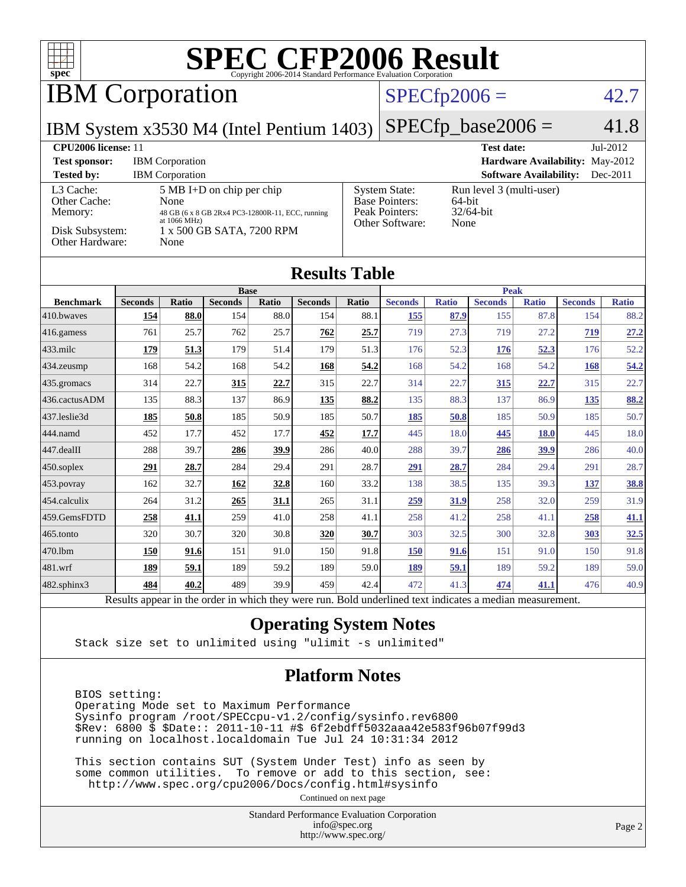# SPEC CFP2006 Result

Copyright 2006-2014 Standard Performance Evaluation Corporation

## IBM Corporation

**IBM System x3530 M4 (Intel Pentium 1403)**

SPECfp2006 = 42.7

SPECfp_base2006 = 41.8

| | | | |
|---|---|---|---|
| **CPU2006 license:** 11 | | **Test date:** | Jul-2012 |
| **Test sponsor:** | IBM Corporation | **Hardware Availability:** | May-2012 |
| **Tested by:** | IBM Corporation | **Software Availability:** | Dec-2011 |

| | | | |
|---|---|---|---|
| L3 Cache: | 5 MB I+D on chip per chip | System State: | Run level 3 (multi-user) |
| Other Cache: | None | Base Pointers: | 64-bit |
| Memory: | 48 GB (6 x 8 GB 2Rx4 PC3-12800R-11, ECC, running at 1066 MHz) | Peak Pointers: | 32/64-bit |
| Disk Subsystem: | 1 x 500 GB SATA, 7200 RPM | Other Software: | None |
| Other Hardware: | None | | |

## Results Table

| Benchmark | Base | | | | | | Peak | | | | | |
|---|---|---|---|---|---|---|---|---|---|---|---|---|
| | Seconds | Ratio | Seconds | Ratio | Seconds | Ratio | Seconds | Ratio | Seconds | Ratio | Seconds | Ratio |
| 410.bwaves | **154** | **88.0** | 154 | 88.0 | 154 | 88.1 | **155** | **87.9** | 155 | 87.8 | 154 | 88.2 |
| 416.gamess | 761 | 25.7 | 762 | 25.7 | **762** | **25.7** | 719 | 27.3 | 719 | 27.2 | **719** | **27.2** |
| 433.milc | **179** | **51.3** | 179 | 51.4 | 179 | 51.3 | 176 | 52.3 | **176** | **52.3** | 176 | 52.2 |
| 434.zeusmp | 168 | 54.2 | 168 | 54.2 | **168** | **54.2** | 168 | 54.2 | 168 | 54.2 | **168** | **54.2** |
| 435.gromacs | 314 | 22.7 | **315** | **22.7** | 315 | 22.7 | 314 | 22.7 | **315** | **22.7** | 315 | 22.7 |
| 436.cactusADM | 135 | 88.3 | 137 | 86.9 | **135** | **88.2** | 135 | 88.3 | 137 | 86.9 | **135** | **88.2** |
| 437.leslie3d | **185** | **50.8** | 185 | 50.9 | 185 | 50.7 | **185** | **50.8** | 185 | 50.9 | 185 | 50.7 |
| 444.namd | 452 | 17.7 | 452 | 17.7 | **452** | **17.7** | 445 | 18.0 | **445** | **18.0** | 445 | 18.0 |
| 447.dealII | 288 | 39.7 | **286** | **39.9** | 286 | 40.0 | 288 | 39.7 | **286** | **39.9** | 286 | 40.0 |
| 450.soplex | **291** | **28.7** | 284 | 29.4 | 291 | 28.7 | **291** | **28.7** | 284 | 29.4 | 291 | 28.7 |
| 453.povray | 162 | 32.7 | **162** | **32.8** | 160 | 33.2 | 138 | 38.5 | 135 | 39.3 | **137** | **38.8** |
| 454.calculix | 264 | 31.2 | **265** | **31.1** | 265 | 31.1 | **259** | **31.9** | 258 | 32.0 | 259 | 31.9 |
| 459.GemsFDTD | **258** | **41.1** | 259 | 41.0 | 258 | 41.1 | 258 | 41.2 | 258 | 41.1 | **258** | **41.1** |
| 465.tonto | 320 | 30.7 | 320 | 30.8 | **320** | **30.7** | 303 | 32.5 | 300 | 32.8 | **303** | **32.5** |
| 470.lbm | **150** | **91.6** | 151 | 91.0 | 150 | 91.8 | **150** | **91.6** | 151 | 91.0 | 150 | 91.8 |
| 481.wrf | **189** | **59.1** | 189 | 59.2 | 189 | 59.0 | **189** | **59.1** | 189 | 59.2 | 189 | 59.0 |
| 482.sphinx3 | **484** | **40.2** | 489 | 39.9 | 459 | 42.4 | 472 | 41.3 | **474** | **41.1** | 476 | 40.9 |

Results appear in the order in which they were run. Bold underlined text indicates a median measurement.

## Operating System Notes

```
Stack size set to unlimited using "ulimit -s unlimited"
```

## Platform Notes

```
BIOS setting:
Operating Mode set to Maximum Performance
Sysinfo program /root/SPECcpu-v1.2/config/sysinfo.rev6800
$Rev: 6800 $ $Date:: 2011-10-11 #$ 6f2ebdff5032aaa42e583f96b07f99d3
running on localhost.localdomain Tue Jul 24 10:31:34 2012

This section contains SUT (System Under Test) info as seen by
some common utilities.  To remove or add to this section, see:
  http://www.spec.org/cpu2006/Docs/config.html#sysinfo
```

Continued on next page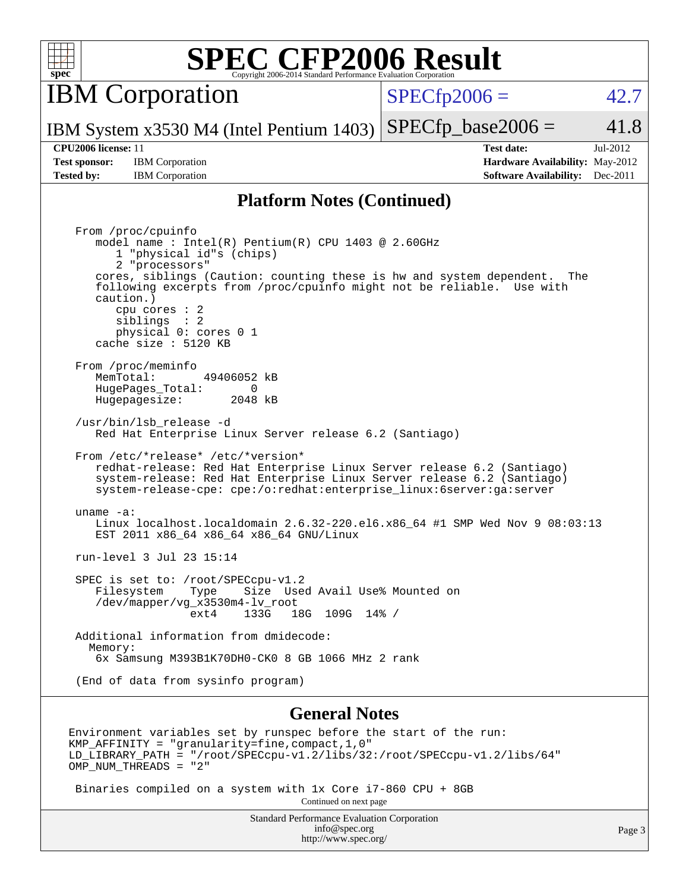# SPEC CFP2006 Result

Copyright 2006-2014 Standard Performance Evaluation Corporation

## IBM Corporation

IBM System x3530 M4 (Intel Pentium 1403)

SPECfp2006 = 42.7

SPECfp_base2006 = 41.8

| | | | |
|---|---|---|---|
| **CPU2006 license:** 11 | | **Test date:** | Jul-2012 |
| **Test sponsor:** | IBM Corporation | **Hardware Availability:** | May-2012 |
| **Tested by:** | IBM Corporation | **Software Availability:** | Dec-2011 |

### Platform Notes (Continued)

```
From /proc/cpuinfo
   model name : Intel(R) Pentium(R) CPU 1403 @ 2.60GHz
      1 "physical id"s (chips)
      2 "processors"
   cores, siblings (Caution: counting these is hw and system dependent.  The
   following excerpts from /proc/cpuinfo might not be reliable.  Use with
   caution.)
      cpu cores : 2
      siblings  : 2
      physical 0: cores 0 1
   cache size : 5120 KB

From /proc/meminfo
   MemTotal:       49406052 kB
   HugePages_Total:       0
   Hugepagesize:       2048 kB

/usr/bin/lsb_release -d
   Red Hat Enterprise Linux Server release 6.2 (Santiago)

From /etc/*release* /etc/*version*
   redhat-release: Red Hat Enterprise Linux Server release 6.2 (Santiago)
   system-release: Red Hat Enterprise Linux Server release 6.2 (Santiago)
   system-release-cpe: cpe:/o:redhat:enterprise_linux:6server:ga:server

uname -a:
   Linux localhost.localdomain 2.6.32-220.el6.x86_64 #1 SMP Wed Nov 9 08:03:13
   EST 2011 x86_64 x86_64 x86_64 GNU/Linux

run-level 3 Jul 23 15:14

SPEC is set to: /root/SPECcpu-v1.2
   Filesystem    Type    Size  Used Avail Use% Mounted on
   /dev/mapper/vg_x3530m4-lv_root
                 ext4    133G   18G  109G  14% /

Additional information from dmidecode:
  Memory:
   6x Samsung M393B1K70DH0-CK0 8 GB 1066 MHz 2 rank

(End of data from sysinfo program)
```

### General Notes

```
Environment variables set by runspec before the start of the run:
KMP_AFFINITY = "granularity=fine,compact,1,0"
LD_LIBRARY_PATH = "/root/SPECcpu-v1.2/libs/32:/root/SPECcpu-v1.2/libs/64"
OMP_NUM_THREADS = "2"

 Binaries compiled on a system with 1x Core i7-860 CPU + 8GB
```

Continued on next page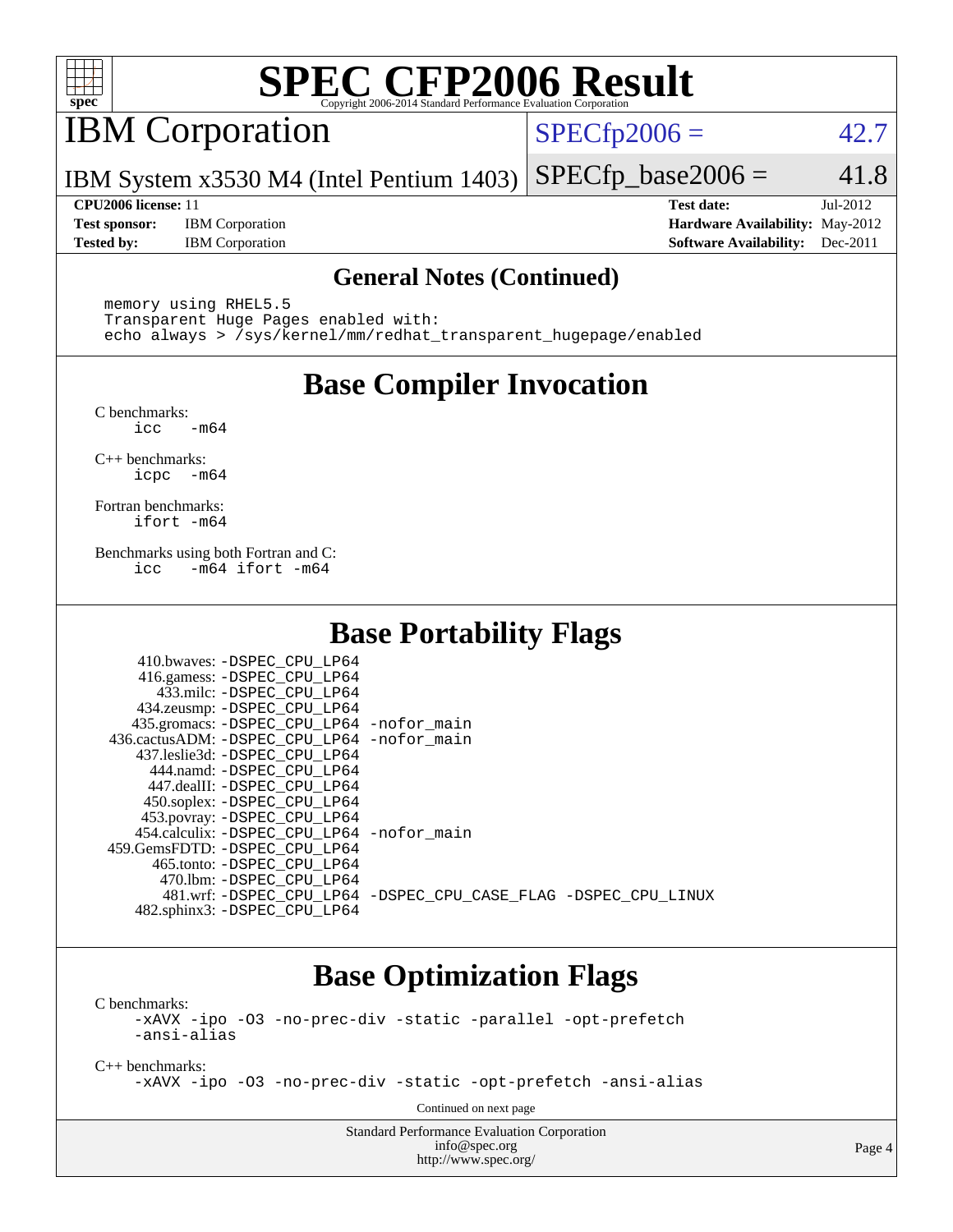# SPEC CFP2006 Result

Copyright 2006-2014 Standard Performance Evaluation Corporation

## IBM Corporation

IBM System x3530 M4 (Intel Pentium 1403)

SPECfp2006 = 42.7

SPECfp_base2006 = 41.8

**CPU2006 license:** 11
**Test sponsor:** IBM Corporation
**Tested by:** IBM Corporation

**Test date:** Jul-2012
**Hardware Availability:** May-2012
**Software Availability:** Dec-2011

### General Notes (Continued)

```
memory using RHEL5.5
Transparent Huge Pages enabled with:
echo always > /sys/kernel/mm/redhat_transparent_hugepage/enabled
```

## Base Compiler Invocation

C benchmarks:
```
icc   -m64
```

C++ benchmarks:
```
icpc  -m64
```

Fortran benchmarks:
```
ifort -m64
```

Benchmarks using both Fortran and C:
```
icc   -m64 ifort -m64
```

## Base Portability Flags

```
     410.bwaves: -DSPEC_CPU_LP64
     416.gamess: -DSPEC_CPU_LP64
       433.milc: -DSPEC_CPU_LP64
     434.zeusmp: -DSPEC_CPU_LP64
    435.gromacs: -DSPEC_CPU_LP64 -nofor_main
 436.cactusADM: -DSPEC_CPU_LP64 -nofor_main
    437.leslie3d: -DSPEC_CPU_LP64
       444.namd: -DSPEC_CPU_LP64
      447.dealII: -DSPEC_CPU_LP64
     450.soplex: -DSPEC_CPU_LP64
     453.povray: -DSPEC_CPU_LP64
    454.calculix: -DSPEC_CPU_LP64 -nofor_main
 459.GemsFDTD: -DSPEC_CPU_LP64
      465.tonto: -DSPEC_CPU_LP64
        470.lbm: -DSPEC_CPU_LP64
        481.wrf: -DSPEC_CPU_LP64 -DSPEC_CPU_CASE_FLAG -DSPEC_CPU_LINUX
    482.sphinx3: -DSPEC_CPU_LP64
```

## Base Optimization Flags

C benchmarks:
```
-xAVX -ipo -O3 -no-prec-div -static -parallel -opt-prefetch
-ansi-alias
```

C++ benchmarks:
```
-xAVX -ipo -O3 -no-prec-div -static -opt-prefetch -ansi-alias
```

Continued on next page

Standard Performance Evaluation Corporation
info@spec.org
http://www.spec.org/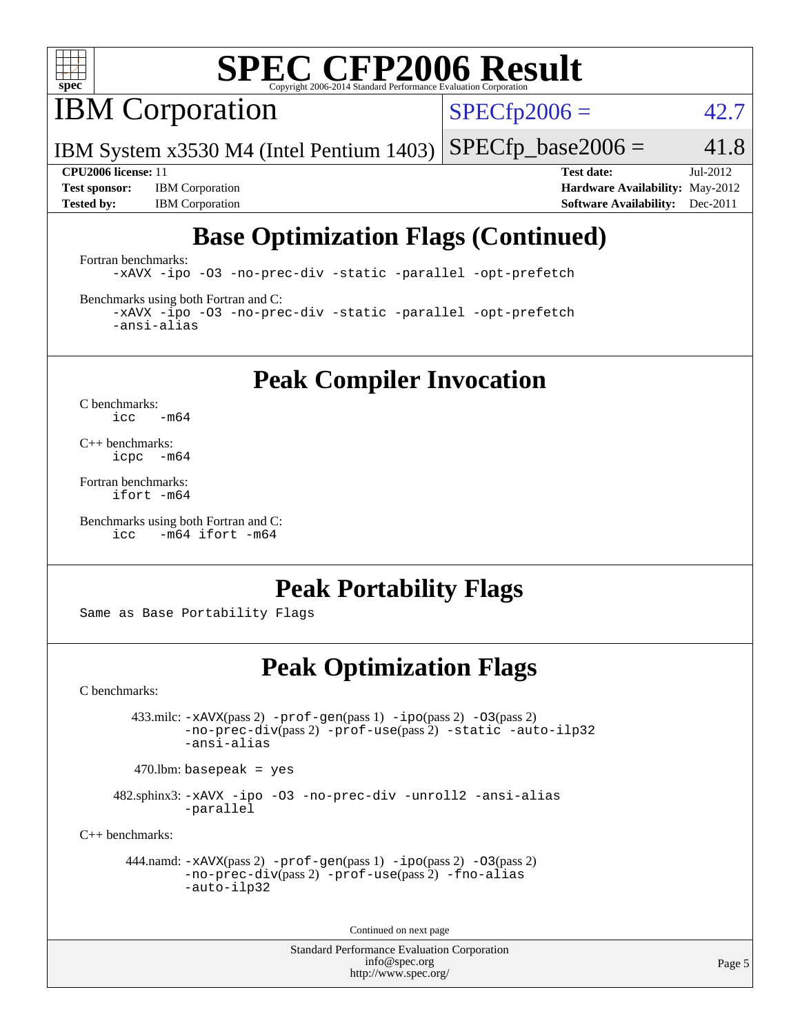# SPEC CFP2006 Result

Copyright 2006-2014 Standard Performance Evaluation Corporation

**IBM Corporation**

IBM System x3530 M4 (Intel Pentium 1403)

SPECfp2006 = 42.7

SPECfp_base2006 = 41.8

**CPU2006 license:** 11
**Test sponsor:** IBM Corporation
**Tested by:** IBM Corporation

**Test date:** Jul-2012
**Hardware Availability:** May-2012
**Software Availability:** Dec-2011

## Base Optimization Flags (Continued)

Fortran benchmarks:

```
-xAVX -ipo -O3 -no-prec-div -static -parallel -opt-prefetch
```

Benchmarks using both Fortran and C:

```
-xAVX -ipo -O3 -no-prec-div -static -parallel -opt-prefetch
-ansi-alias
```

## Peak Compiler Invocation

C benchmarks:

```
icc   -m64
```

C++ benchmarks:

```
icpc  -m64
```

Fortran benchmarks:

```
ifort -m64
```

Benchmarks using both Fortran and C:

```
icc   -m64 ifort -m64
```

## Peak Portability Flags

Same as Base Portability Flags

## Peak Optimization Flags

C benchmarks:

433.milc: -xAVX(pass 2) -prof-gen(pass 1) -ipo(pass 2) -O3(pass 2) -no-prec-div(pass 2) -prof-use(pass 2) -static -auto-ilp32 -ansi-alias

470.lbm: basepeak = yes

482.sphinx3: -xAVX -ipo -O3 -no-prec-div -unroll2 -ansi-alias -parallel

C++ benchmarks:

444.namd: -xAVX(pass 2) -prof-gen(pass 1) -ipo(pass 2) -O3(pass 2) -no-prec-div(pass 2) -prof-use(pass 2) -fno-alias -auto-ilp32

Continued on next page

Standard Performance Evaluation Corporation
info@spec.org
http://www.spec.org/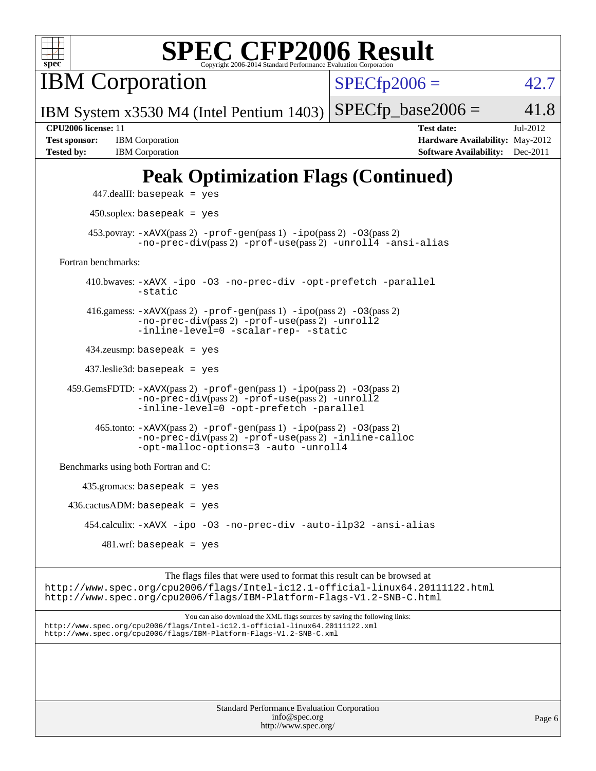# SPEC CFP2006 Result

Copyright 2006-2014 Standard Performance Evaluation Corporation

## IBM Corporation

IBM System x3530 M4 (Intel Pentium 1403)

SPECfp2006 = 42.7

SPECfp_base2006 = 41.8

**CPU2006 license:** 11
**Test sponsor:** IBM Corporation
**Tested by:** IBM Corporation
**Test date:** Jul-2012
**Hardware Availability:** May-2012
**Software Availability:** Dec-2011

## Peak Optimization Flags (Continued)

447.dealII: basepeak = yes

450.soplex: basepeak = yes

453.povray: -xAVX(pass 2) -prof-gen(pass 1) -ipo(pass 2) -O3(pass 2) -no-prec-div(pass 2) -prof-use(pass 2) -unroll4 -ansi-alias

Fortran benchmarks:

410.bwaves: -xAVX -ipo -O3 -no-prec-div -opt-prefetch -parallel -static

416.gamess: -xAVX(pass 2) -prof-gen(pass 1) -ipo(pass 2) -O3(pass 2) -no-prec-div(pass 2) -prof-use(pass 2) -unroll2 -inline-level=0 -scalar-rep- -static

434.zeusmp: basepeak = yes

437.leslie3d: basepeak = yes

459.GemsFDTD: -xAVX(pass 2) -prof-gen(pass 1) -ipo(pass 2) -O3(pass 2) -no-prec-div(pass 2) -prof-use(pass 2) -unroll2 -inline-level=0 -opt-prefetch -parallel

465.tonto: -xAVX(pass 2) -prof-gen(pass 1) -ipo(pass 2) -O3(pass 2) -no-prec-div(pass 2) -prof-use(pass 2) -inline-calloc -opt-malloc-options=3 -auto -unroll4

Benchmarks using both Fortran and C:

435.gromacs: basepeak = yes

436.cactusADM: basepeak = yes

454.calculix: -xAVX -ipo -O3 -no-prec-div -auto-ilp32 -ansi-alias

481.wrf: basepeak = yes

The flags files that were used to format this result can be browsed at
http://www.spec.org/cpu2006/flags/Intel-ic12.1-official-linux64.20111122.html
http://www.spec.org/cpu2006/flags/IBM-Platform-Flags-V1.2-SNB-C.html

You can also download the XML flags sources by saving the following links:
http://www.spec.org/cpu2006/flags/Intel-ic12.1-official-linux64.20111122.xml
http://www.spec.org/cpu2006/flags/IBM-Platform-Flags-V1.2-SNB-C.xml

Standard Performance Evaluation Corporation
info@spec.org
http://www.spec.org/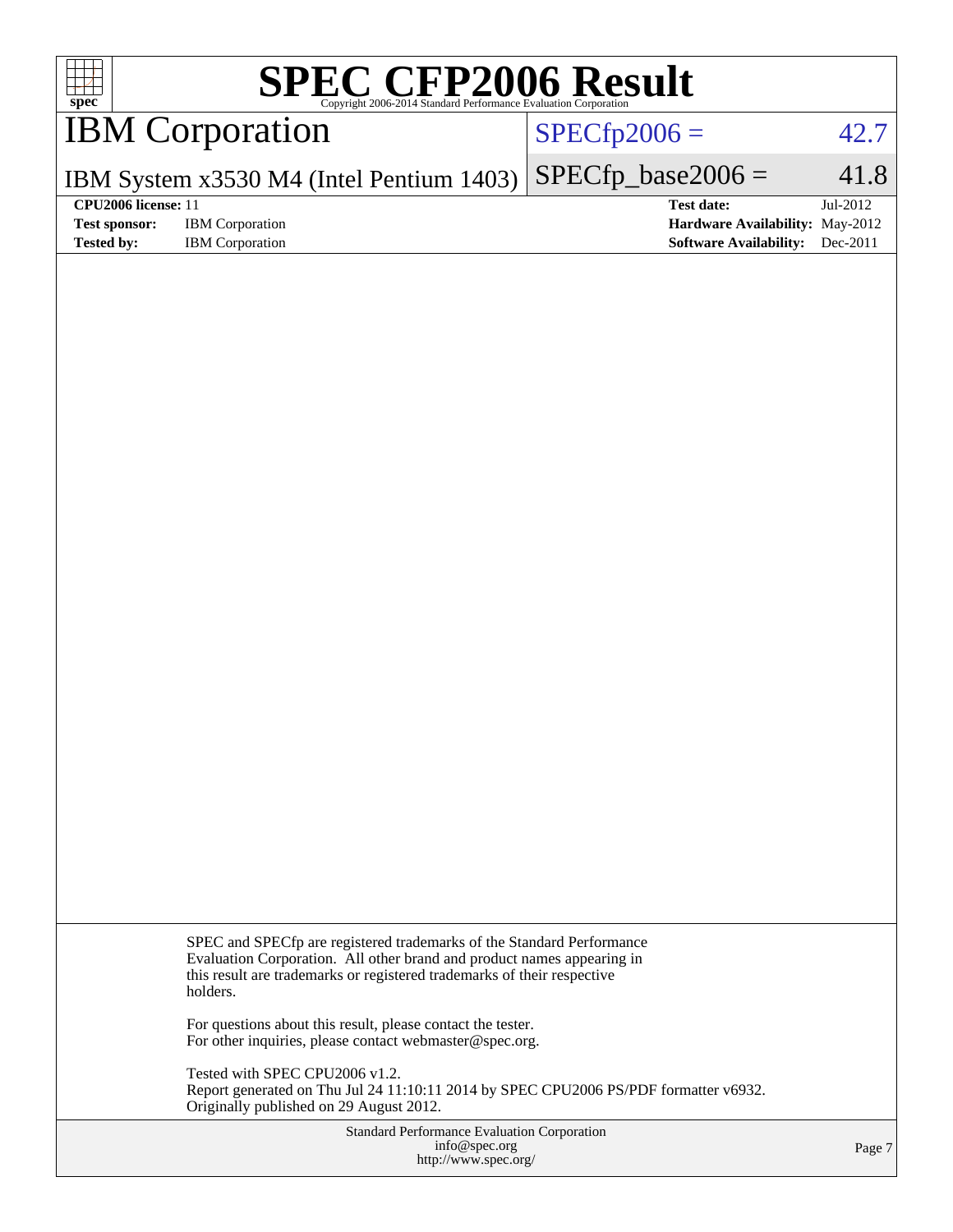SPEC and SPECfp are registered trademarks of the Standard Performance Evaluation Corporation. All other brand and product names appearing in this result are trademarks or registered trademarks of their respective holders.

For questions about this result, please contact the tester.
For other inquiries, please contact webmaster@spec.org.

Tested with SPEC CPU2006 v1.2.
Report generated on Thu Jul 24 11:10:11 2014 by SPEC CPU2006 PS/PDF formatter v6932.
Originally published on 29 August 2012.